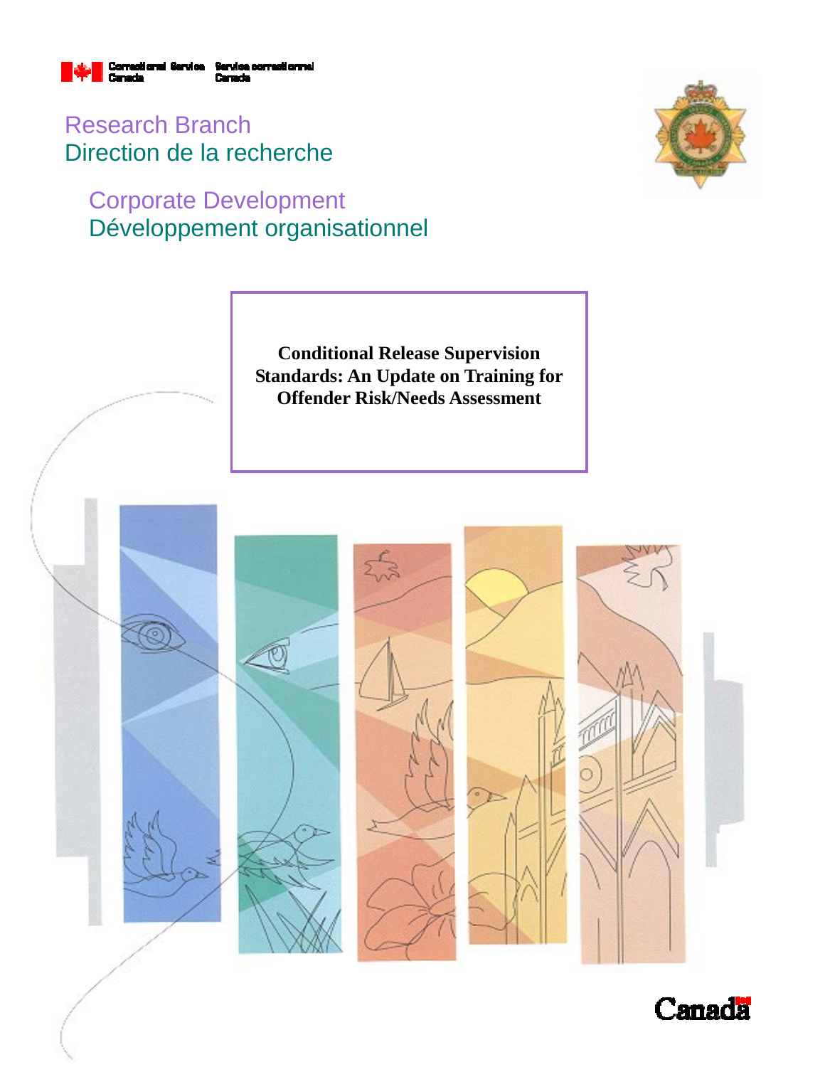Correctional Service Canada | Service correctionnel Canada

Research Branch
Direction de la recherche

Corporate Development
Développement organisationnel

# Conditional Release Supervision Standards: An Update on Training for Offender Risk/Needs Assessment

Canada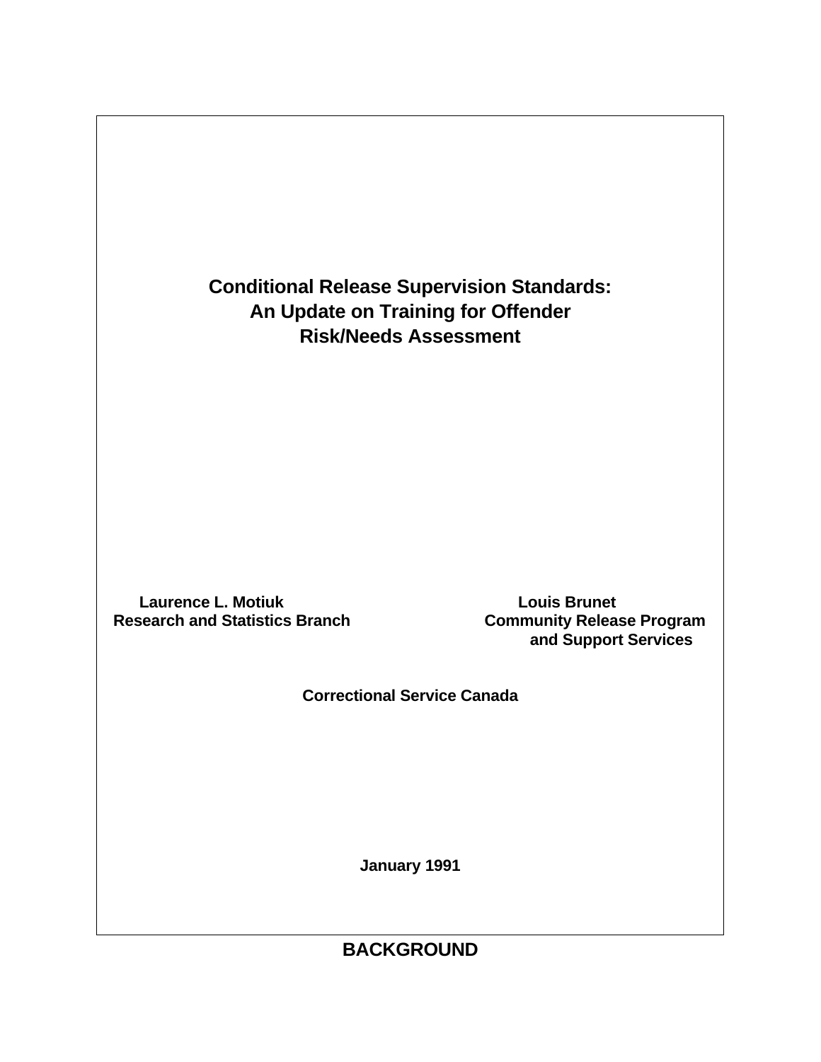# Conditional Release Supervision Standards: An Update on Training for Offender Risk/Needs Assessment

**Laurence L. Motiuk**
**Research and Statistics Branch**

**Louis Brunet**
**Community Release Program and Support Services**

**Correctional Service Canada**

**January 1991**

## BACKGROUND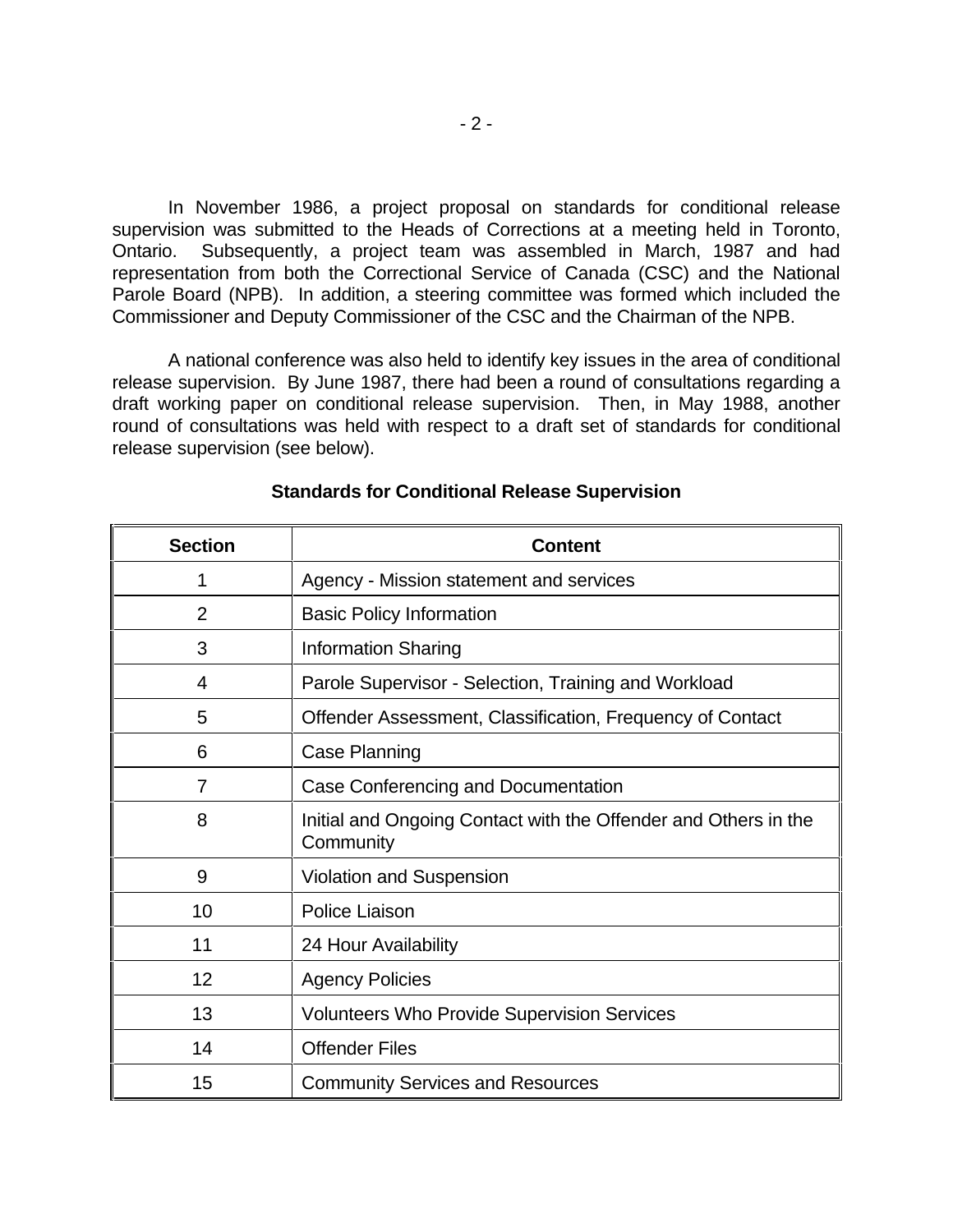In November 1986, a project proposal on standards for conditional release supervision was submitted to the Heads of Corrections at a meeting held in Toronto, Ontario. Subsequently, a project team was assembled in March, 1987 and had representation from both the Correctional Service of Canada (CSC) and the National Parole Board (NPB). In addition, a steering committee was formed which included the Commissioner and Deputy Commissioner of the CSC and the Chairman of the NPB.

A national conference was also held to identify key issues in the area of conditional release supervision. By June 1987, there had been a round of consultations regarding a draft working paper on conditional release supervision. Then, in May 1988, another round of consultations was held with respect to a draft set of standards for conditional release supervision (see below).

**Standards for Conditional Release Supervision**

| Section | Content |
|---|---|
| 1 | Agency - Mission statement and services |
| 2 | Basic Policy Information |
| 3 | Information Sharing |
| 4 | Parole Supervisor - Selection, Training and Workload |
| 5 | Offender Assessment, Classification, Frequency of Contact |
| 6 | Case Planning |
| 7 | Case Conferencing and Documentation |
| 8 | Initial and Ongoing Contact with the Offender and Others in the Community |
| 9 | Violation and Suspension |
| 10 | Police Liaison |
| 11 | 24 Hour Availability |
| 12 | Agency Policies |
| 13 | Volunteers Who Provide Supervision Services |
| 14 | Offender Files |
| 15 | Community Services and Resources |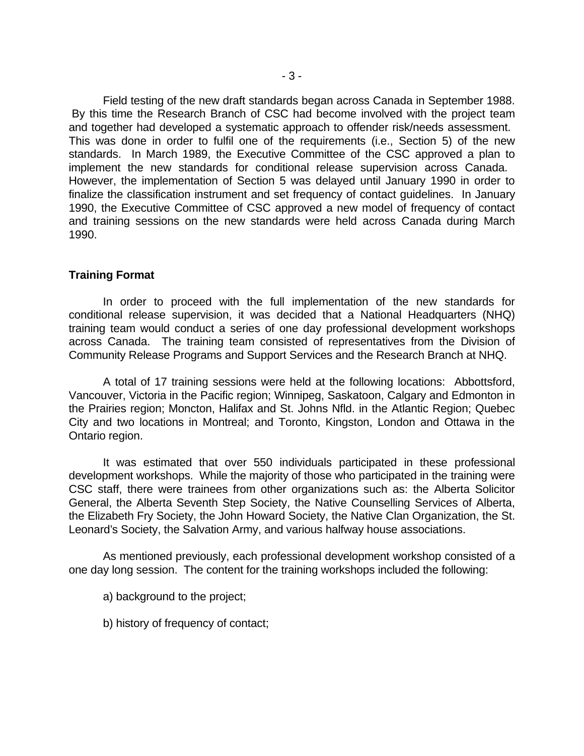Field testing of the new draft standards began across Canada in September 1988. By this time the Research Branch of CSC had become involved with the project team and together had developed a systematic approach to offender risk/needs assessment. This was done in order to fulfil one of the requirements (i.e., Section 5) of the new standards. In March 1989, the Executive Committee of the CSC approved a plan to implement the new standards for conditional release supervision across Canada. However, the implementation of Section 5 was delayed until January 1990 in order to finalize the classification instrument and set frequency of contact guidelines. In January 1990, the Executive Committee of CSC approved a new model of frequency of contact and training sessions on the new standards were held across Canada during March 1990.

## Training Format

In order to proceed with the full implementation of the new standards for conditional release supervision, it was decided that a National Headquarters (NHQ) training team would conduct a series of one day professional development workshops across Canada. The training team consisted of representatives from the Division of Community Release Programs and Support Services and the Research Branch at NHQ.

A total of 17 training sessions were held at the following locations: Abbottsford, Vancouver, Victoria in the Pacific region; Winnipeg, Saskatoon, Calgary and Edmonton in the Prairies region; Moncton, Halifax and St. Johns Nfld. in the Atlantic Region; Quebec City and two locations in Montreal; and Toronto, Kingston, London and Ottawa in the Ontario region.

It was estimated that over 550 individuals participated in these professional development workshops. While the majority of those who participated in the training were CSC staff, there were trainees from other organizations such as: the Alberta Solicitor General, the Alberta Seventh Step Society, the Native Counselling Services of Alberta, the Elizabeth Fry Society, the John Howard Society, the Native Clan Organization, the St. Leonard's Society, the Salvation Army, and various halfway house associations.

As mentioned previously, each professional development workshop consisted of a one day long session. The content for the training workshops included the following:

a) background to the project;

b) history of frequency of contact;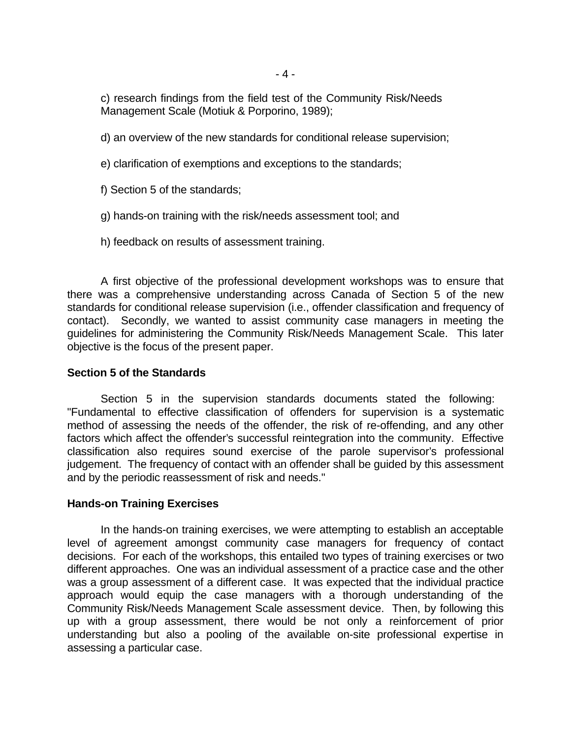c) research findings from the field test of the Community Risk/Needs Management Scale (Motiuk & Porporino, 1989);

d) an overview of the new standards for conditional release supervision;

e) clarification of exemptions and exceptions to the standards;

f) Section 5 of the standards;

g) hands-on training with the risk/needs assessment tool; and

h) feedback on results of assessment training.

A first objective of the professional development workshops was to ensure that there was a comprehensive understanding across Canada of Section 5 of the new standards for conditional release supervision (i.e., offender classification and frequency of contact). Secondly, we wanted to assist community case managers in meeting the guidelines for administering the Community Risk/Needs Management Scale. This later objective is the focus of the present paper.

**Section 5 of the Standards**

Section 5 in the supervision standards documents stated the following: "Fundamental to effective classification of offenders for supervision is a systematic method of assessing the needs of the offender, the risk of re-offending, and any other factors which affect the offender's successful reintegration into the community. Effective classification also requires sound exercise of the parole supervisor's professional judgement. The frequency of contact with an offender shall be guided by this assessment and by the periodic reassessment of risk and needs."

**Hands-on Training Exercises**

In the hands-on training exercises, we were attempting to establish an acceptable level of agreement amongst community case managers for frequency of contact decisions. For each of the workshops, this entailed two types of training exercises or two different approaches. One was an individual assessment of a practice case and the other was a group assessment of a different case. It was expected that the individual practice approach would equip the case managers with a thorough understanding of the Community Risk/Needs Management Scale assessment device. Then, by following this up with a group assessment, there would be not only a reinforcement of prior understanding but also a pooling of the available on-site professional expertise in assessing a particular case.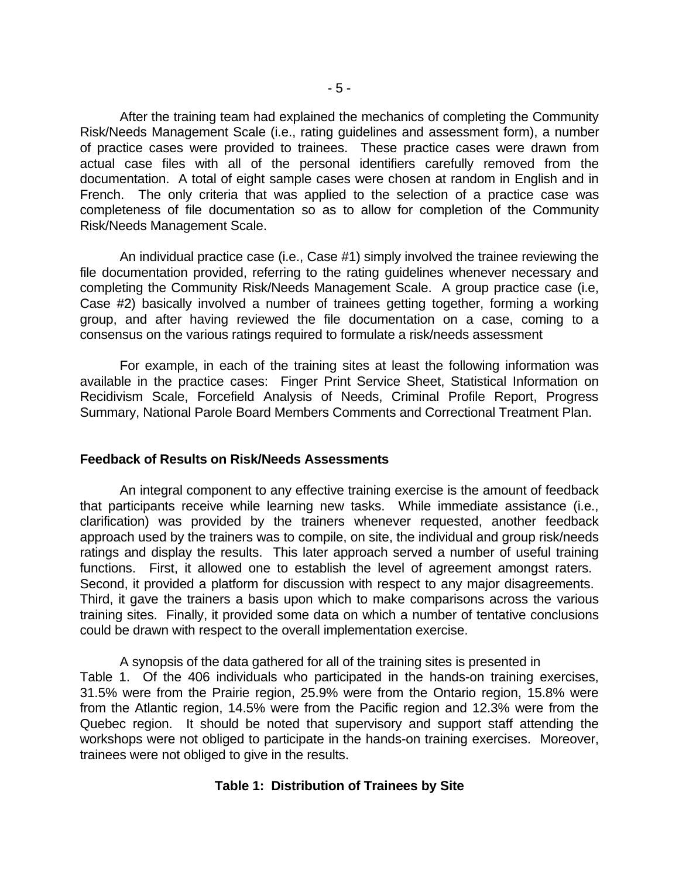After the training team had explained the mechanics of completing the Community Risk/Needs Management Scale (i.e., rating guidelines and assessment form), a number of practice cases were provided to trainees. These practice cases were drawn from actual case files with all of the personal identifiers carefully removed from the documentation. A total of eight sample cases were chosen at random in English and in French. The only criteria that was applied to the selection of a practice case was completeness of file documentation so as to allow for completion of the Community Risk/Needs Management Scale.

An individual practice case (i.e., Case #1) simply involved the trainee reviewing the file documentation provided, referring to the rating guidelines whenever necessary and completing the Community Risk/Needs Management Scale. A group practice case (i.e, Case #2) basically involved a number of trainees getting together, forming a working group, and after having reviewed the file documentation on a case, coming to a consensus on the various ratings required to formulate a risk/needs assessment

For example, in each of the training sites at least the following information was available in the practice cases: Finger Print Service Sheet, Statistical Information on Recidivism Scale, Forcefield Analysis of Needs, Criminal Profile Report, Progress Summary, National Parole Board Members Comments and Correctional Treatment Plan.

### Feedback of Results on Risk/Needs Assessments

An integral component to any effective training exercise is the amount of feedback that participants receive while learning new tasks. While immediate assistance (i.e., clarification) was provided by the trainers whenever requested, another feedback approach used by the trainers was to compile, on site, the individual and group risk/needs ratings and display the results. This later approach served a number of useful training functions. First, it allowed one to establish the level of agreement amongst raters. Second, it provided a platform for discussion with respect to any major disagreements. Third, it gave the trainers a basis upon which to make comparisons across the various training sites. Finally, it provided some data on which a number of tentative conclusions could be drawn with respect to the overall implementation exercise.

A synopsis of the data gathered for all of the training sites is presented in Table 1. Of the 406 individuals who participated in the hands-on training exercises, 31.5% were from the Prairie region, 25.9% were from the Ontario region, 15.8% were from the Atlantic region, 14.5% were from the Pacific region and 12.3% were from the Quebec region. It should be noted that supervisory and support staff attending the workshops were not obliged to participate in the hands-on training exercises. Moreover, trainees were not obliged to give in the results.

**Table 1: Distribution of Trainees by Site**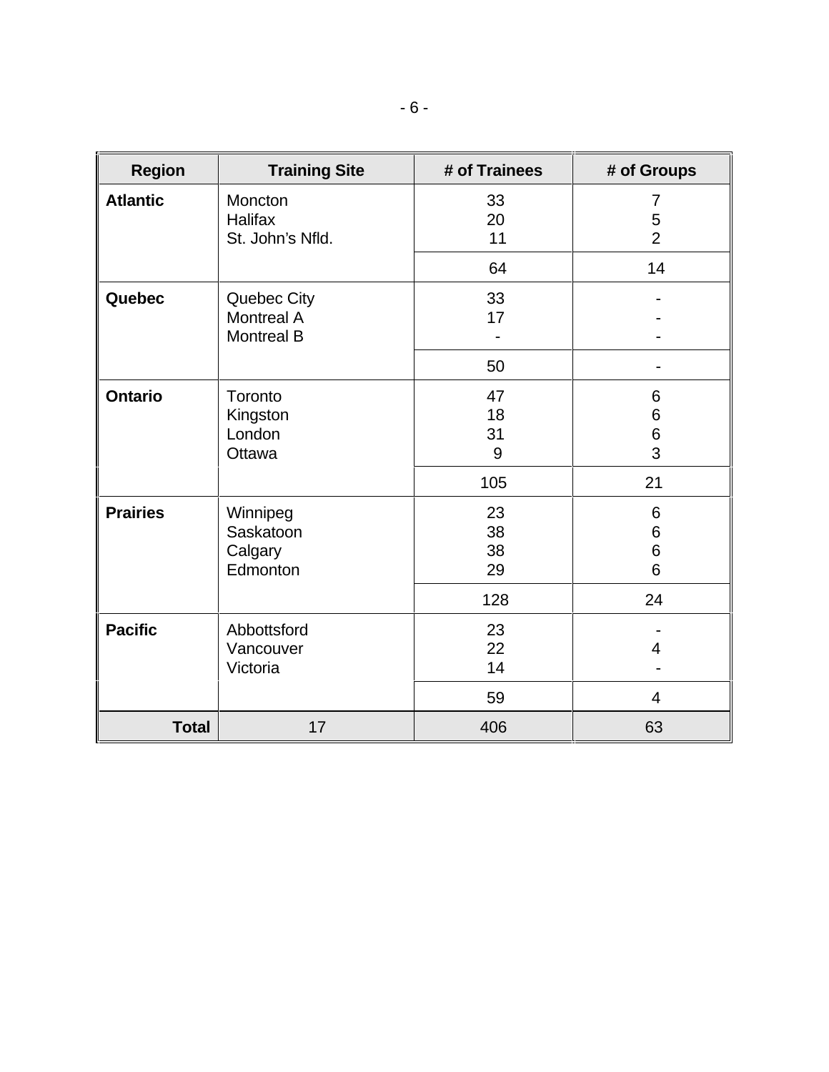| Region | Training Site | # of Trainees | # of Groups |
|---|---|---|---|
| **Atlantic** | Moncton | 33 | 7 |
| | Halifax | 20 | 5 |
| | St. John's Nfld. | 11 | 2 |
| | | 64 | 14 |
| **Quebec** | Quebec City | 33 | - |
| | Montreal A | 17 | - |
| | Montreal B | - | - |
| | | 50 | - |
| **Ontario** | Toronto | 47 | 6 |
| | Kingston | 18 | 6 |
| | London | 31 | 6 |
| | Ottawa | 9 | 3 |
| | | 105 | 21 |
| **Prairies** | Winnipeg | 23 | 6 |
| | Saskatoon | 38 | 6 |
| | Calgary | 38 | 6 |
| | Edmonton | 29 | 6 |
| | | 128 | 24 |
| **Pacific** | Abbottsford | 23 | - |
| | Vancouver | 22 | 4 |
| | Victoria | 14 | - |
| | | 59 | 4 |
| **Total** | 17 | 406 | 63 |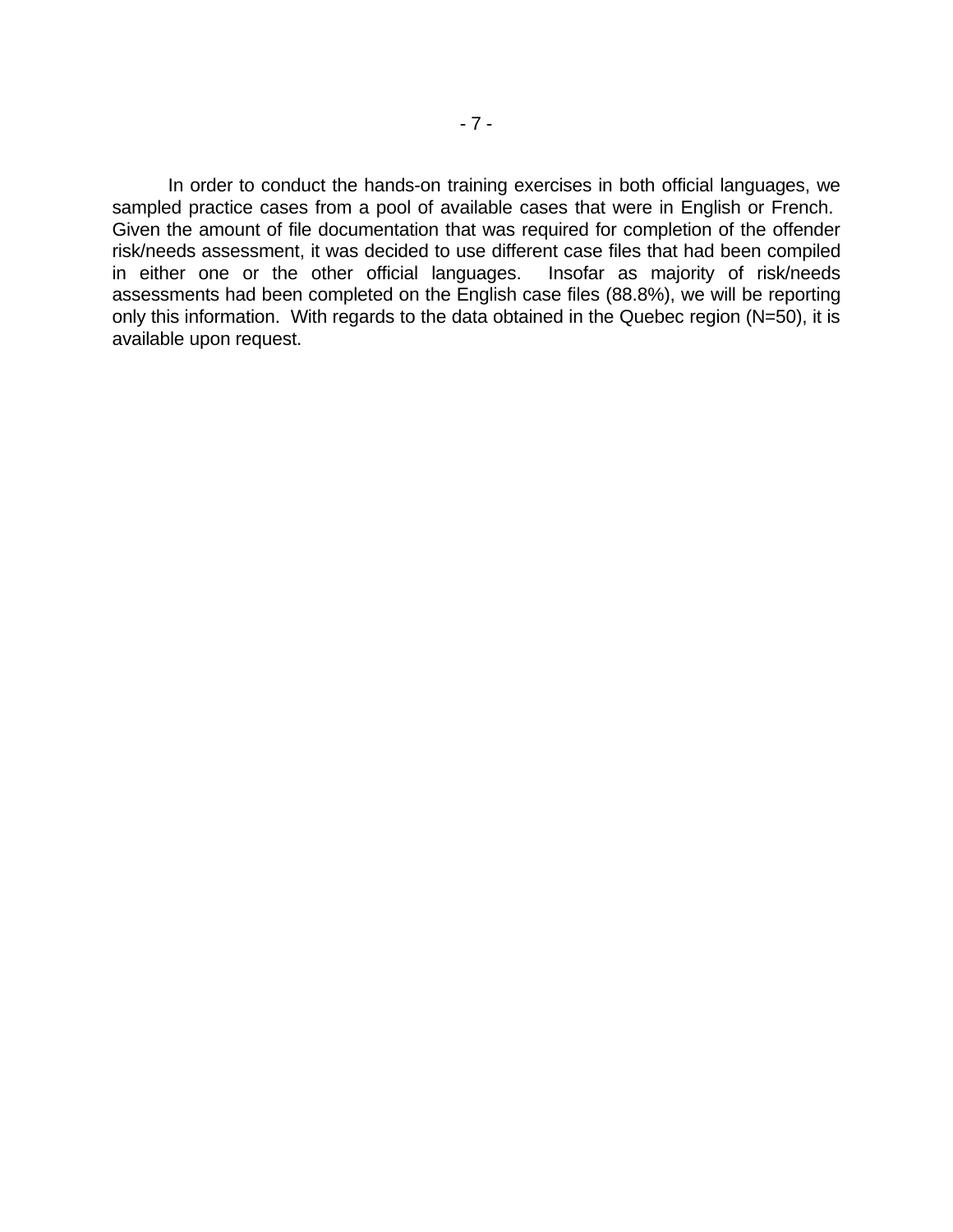In order to conduct the hands-on training exercises in both official languages, we sampled practice cases from a pool of available cases that were in English or French. Given the amount of file documentation that was required for completion of the offender risk/needs assessment, it was decided to use different case files that had been compiled in either one or the other official languages. Insofar as majority of risk/needs assessments had been completed on the English case files (88.8%), we will be reporting only this information. With regards to the data obtained in the Quebec region (N=50), it is available upon request.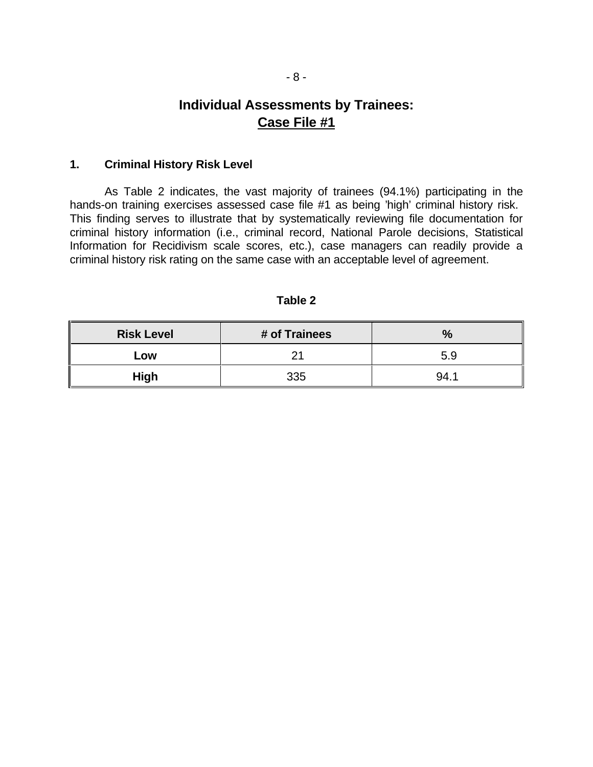## Individual Assessments by Trainees: Case File #1

### 1. Criminal History Risk Level

As Table 2 indicates, the vast majority of trainees (94.1%) participating in the hands-on training exercises assessed case file #1 as being 'high' criminal history risk. This finding serves to illustrate that by systematically reviewing file documentation for criminal history information (i.e., criminal record, National Parole decisions, Statistical Information for Recidivism scale scores, etc.), case managers can readily provide a criminal history risk rating on the same case with an acceptable level of agreement.

**Table 2**

| Risk Level | # of Trainees | % |
|---|---|---|
| **Low** | 21 | 5.9 |
| **High** | 335 | 94.1 |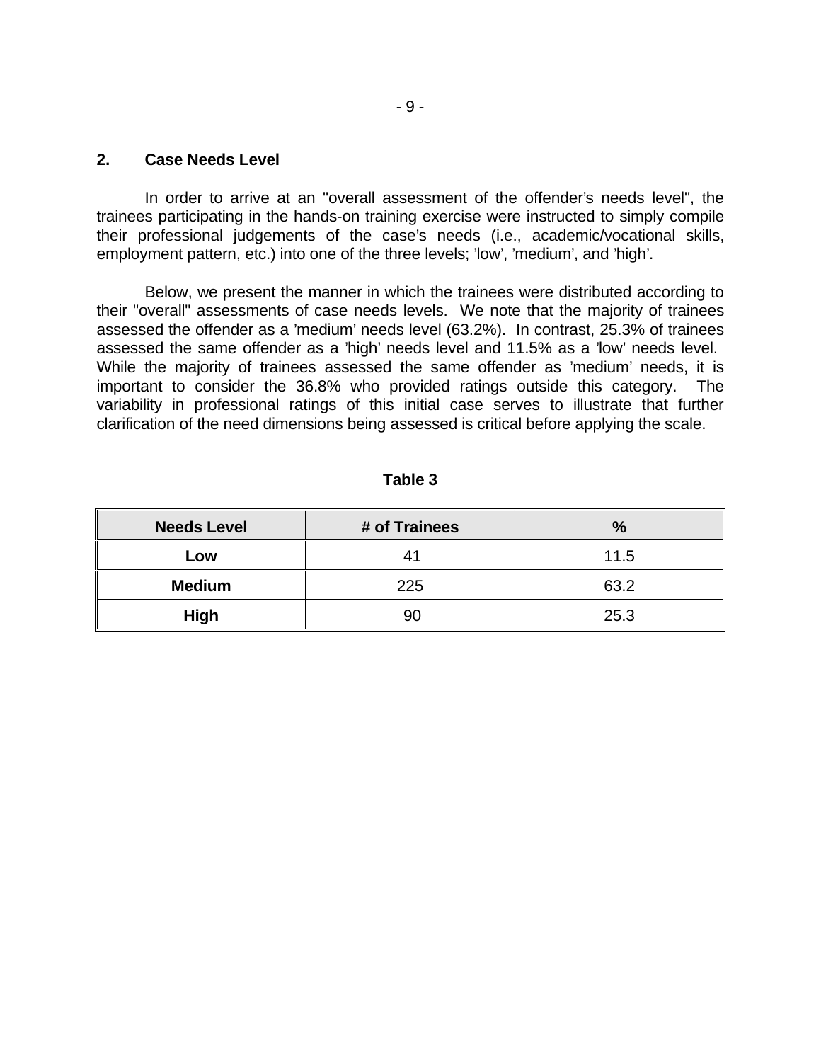## 2. Case Needs Level

In order to arrive at an "overall assessment of the offender's needs level", the trainees participating in the hands-on training exercise were instructed to simply compile their professional judgements of the case's needs (i.e., academic/vocational skills, employment pattern, etc.) into one of the three levels; 'low', 'medium', and 'high'.

Below, we present the manner in which the trainees were distributed according to their "overall" assessments of case needs levels. We note that the majority of trainees assessed the offender as a 'medium' needs level (63.2%). In contrast, 25.3% of trainees assessed the same offender as a 'high' needs level and 11.5% as a 'low' needs level. While the majority of trainees assessed the same offender as 'medium' needs, it is important to consider the 36.8% who provided ratings outside this category. The variability in professional ratings of this initial case serves to illustrate that further clarification of the need dimensions being assessed is critical before applying the scale.

**Table 3**

| Needs Level | # of Trainees | % |
|---|---|---|
| **Low** | 41 | 11.5 |
| **Medium** | 225 | 63.2 |
| **High** | 90 | 25.3 |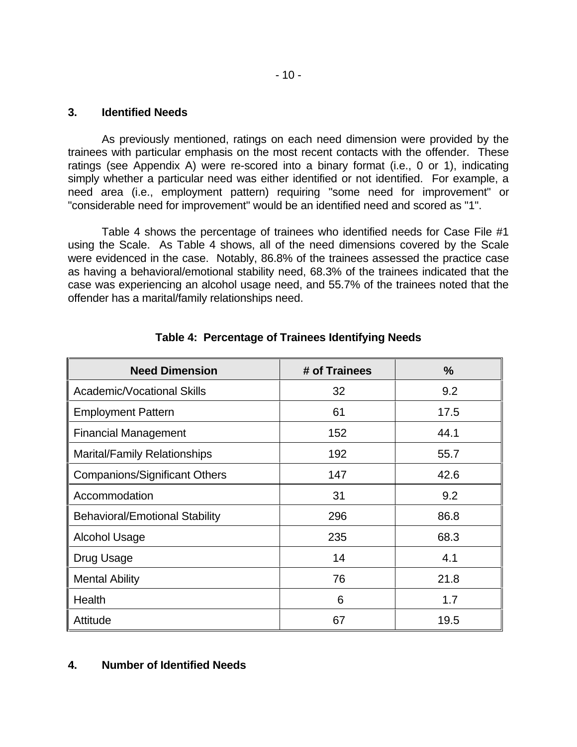### 3. Identified Needs

As previously mentioned, ratings on each need dimension were provided by the trainees with particular emphasis on the most recent contacts with the offender. These ratings (see Appendix A) were re-scored into a binary format (i.e., 0 or 1), indicating simply whether a particular need was either identified or not identified. For example, a need area (i.e., employment pattern) requiring "some need for improvement" or "considerable need for improvement" would be an identified need and scored as "1".

Table 4 shows the percentage of trainees who identified needs for Case File #1 using the Scale. As Table 4 shows, all of the need dimensions covered by the Scale were evidenced in the case. Notably, 86.8% of the trainees assessed the practice case as having a behavioral/emotional stability need, 68.3% of the trainees indicated that the case was experiencing an alcohol usage need, and 55.7% of the trainees noted that the offender has a marital/family relationships need.

**Table 4: Percentage of Trainees Identifying Needs**

| Need Dimension | # of Trainees | % |
|---|---|---|
| Academic/Vocational Skills | 32 | 9.2 |
| Employment Pattern | 61 | 17.5 |
| Financial Management | 152 | 44.1 |
| Marital/Family Relationships | 192 | 55.7 |
| Companions/Significant Others | 147 | 42.6 |
| Accommodation | 31 | 9.2 |
| Behavioral/Emotional Stability | 296 | 86.8 |
| Alcohol Usage | 235 | 68.3 |
| Drug Usage | 14 | 4.1 |
| Mental Ability | 76 | 21.8 |
| Health | 6 | 1.7 |
| Attitude | 67 | 19.5 |

### 4. Number of Identified Needs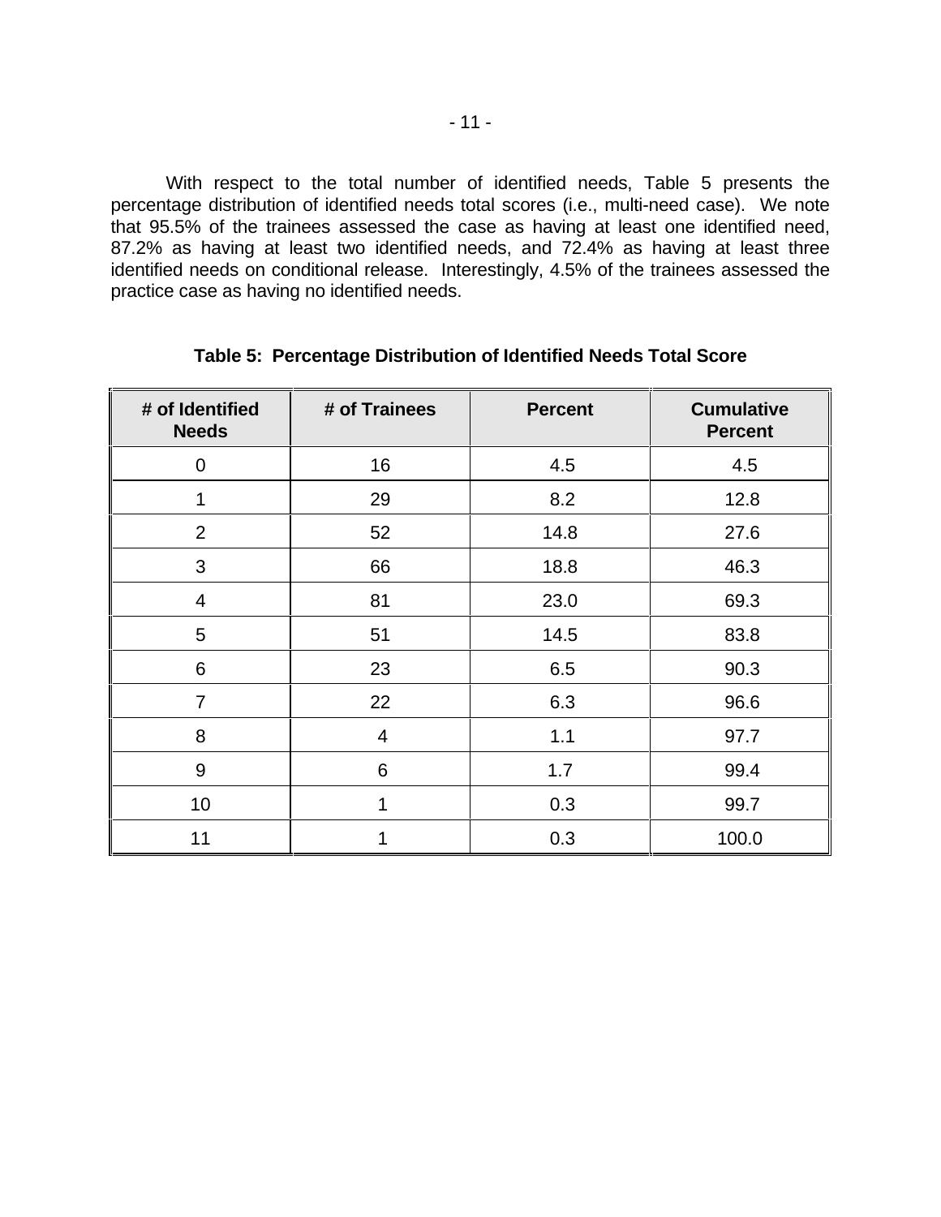With respect to the total number of identified needs, Table 5 presents the percentage distribution of identified needs total scores (i.e., multi-need case). We note that 95.5% of the trainees assessed the case as having at least one identified need, 87.2% as having at least two identified needs, and 72.4% as having at least three identified needs on conditional release. Interestingly, 4.5% of the trainees assessed the practice case as having no identified needs.

**Table 5: Percentage Distribution of Identified Needs Total Score**

| # of Identified Needs | # of Trainees | Percent | Cumulative Percent |
|---|---|---|---|
| 0 | 16 | 4.5 | 4.5 |
| 1 | 29 | 8.2 | 12.8 |
| 2 | 52 | 14.8 | 27.6 |
| 3 | 66 | 18.8 | 46.3 |
| 4 | 81 | 23.0 | 69.3 |
| 5 | 51 | 14.5 | 83.8 |
| 6 | 23 | 6.5 | 90.3 |
| 7 | 22 | 6.3 | 96.6 |
| 8 | 4 | 1.1 | 97.7 |
| 9 | 6 | 1.7 | 99.4 |
| 10 | 1 | 0.3 | 99.7 |
| 11 | 1 | 0.3 | 100.0 |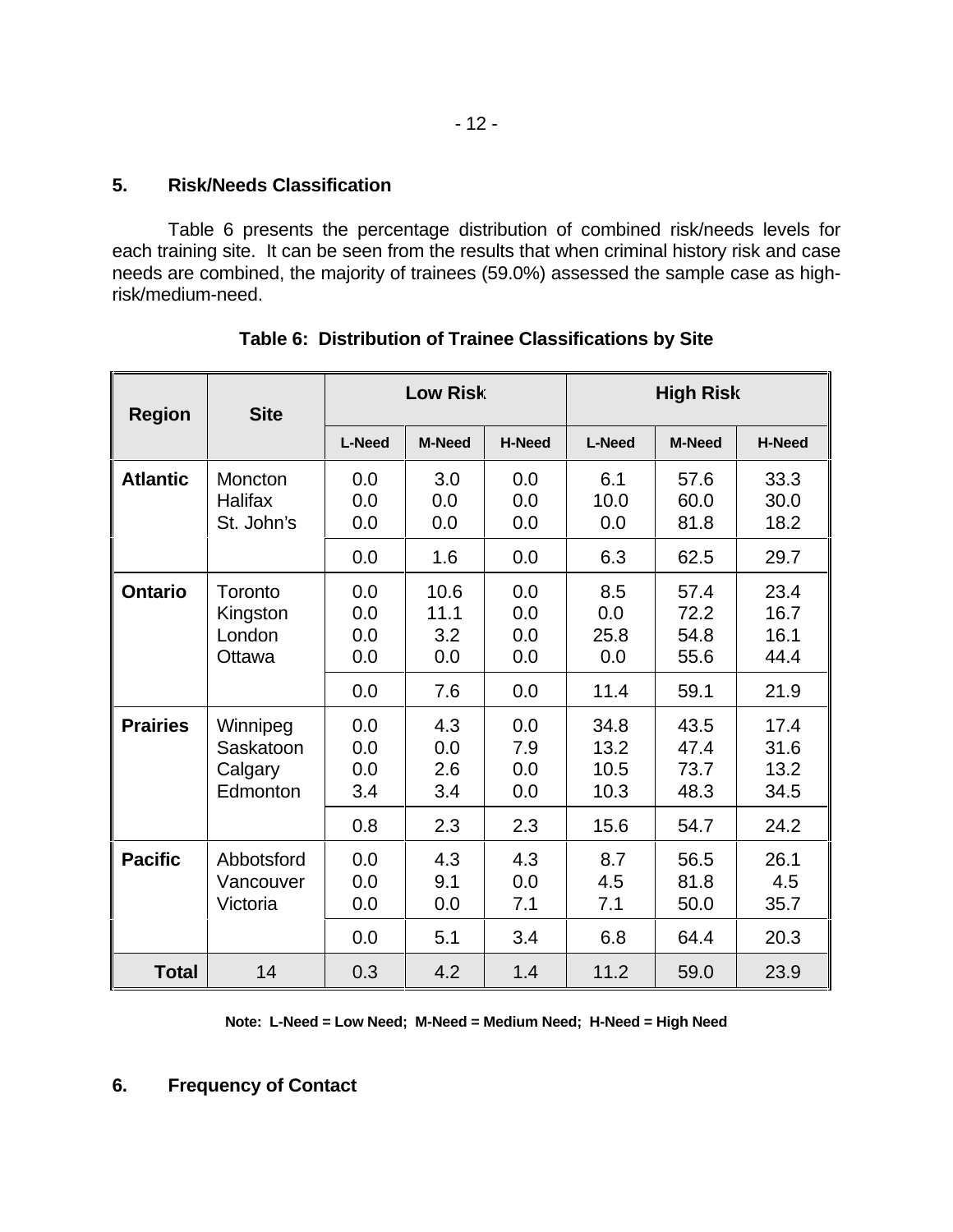## 5. Risk/Needs Classification

Table 6 presents the percentage distribution of combined risk/needs levels for each training site. It can be seen from the results that when criminal history risk and case needs are combined, the majority of trainees (59.0%) assessed the sample case as high-risk/medium-need.

**Table 6: Distribution of Trainee Classifications by Site**

| Region | Site | Low Risk | | | High Risk | | |
|---|---|---|---|---|---|---|---|
| | | L-Need | M-Need | H-Need | L-Need | M-Need | H-Need |
| **Atlantic** | Moncton | 0.0 | 3.0 | 0.0 | 6.1 | 57.6 | 33.3 |
| | Halifax | 0.0 | 0.0 | 0.0 | 10.0 | 60.0 | 30.0 |
| | St. John's | 0.0 | 0.0 | 0.0 | 0.0 | 81.8 | 18.2 |
| | | 0.0 | 1.6 | 0.0 | 6.3 | 62.5 | 29.7 |
| **Ontario** | Toronto | 0.0 | 10.6 | 0.0 | 8.5 | 57.4 | 23.4 |
| | Kingston | 0.0 | 11.1 | 0.0 | 0.0 | 72.2 | 16.7 |
| | London | 0.0 | 3.2 | 0.0 | 25.8 | 54.8 | 16.1 |
| | Ottawa | 0.0 | 0.0 | 0.0 | 0.0 | 55.6 | 44.4 |
| | | 0.0 | 7.6 | 0.0 | 11.4 | 59.1 | 21.9 |
| **Prairies** | Winnipeg | 0.0 | 4.3 | 0.0 | 34.8 | 43.5 | 17.4 |
| | Saskatoon | 0.0 | 0.0 | 7.9 | 13.2 | 47.4 | 31.6 |
| | Calgary | 0.0 | 2.6 | 0.0 | 10.5 | 73.7 | 13.2 |
| | Edmonton | 3.4 | 3.4 | 0.0 | 10.3 | 48.3 | 34.5 |
| | | 0.8 | 2.3 | 2.3 | 15.6 | 54.7 | 24.2 |
| **Pacific** | Abbotsford | 0.0 | 4.3 | 4.3 | 8.7 | 56.5 | 26.1 |
| | Vancouver | 0.0 | 9.1 | 0.0 | 4.5 | 81.8 | 4.5 |
| | Victoria | 0.0 | 0.0 | 7.1 | 7.1 | 50.0 | 35.7 |
| | | 0.0 | 5.1 | 3.4 | 6.8 | 64.4 | 20.3 |
| **Total** | 14 | 0.3 | 4.2 | 1.4 | 11.2 | 59.0 | 23.9 |

**Note: L-Need = Low Need; M-Need = Medium Need; H-Need = High Need**

## 6. Frequency of Contact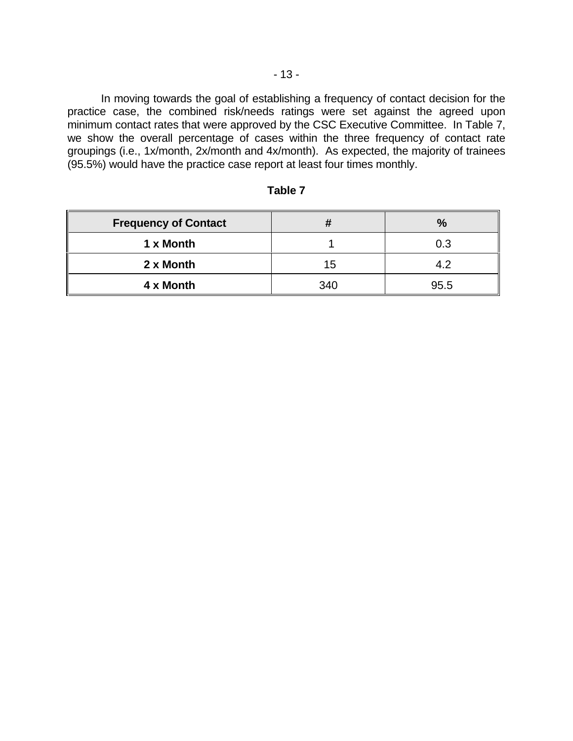In moving towards the goal of establishing a frequency of contact decision for the practice case, the combined risk/needs ratings were set against the agreed upon minimum contact rates that were approved by the CSC Executive Committee. In Table 7, we show the overall percentage of cases within the three frequency of contact rate groupings (i.e., 1x/month, 2x/month and 4x/month). As expected, the majority of trainees (95.5%) would have the practice case report at least four times monthly.

**Table 7**

| Frequency of Contact | # | % |
| --- | --- | --- |
| **1 x Month** | 1 | 0.3 |
| **2 x Month** | 15 | 4.2 |
| **4 x Month** | 340 | 95.5 |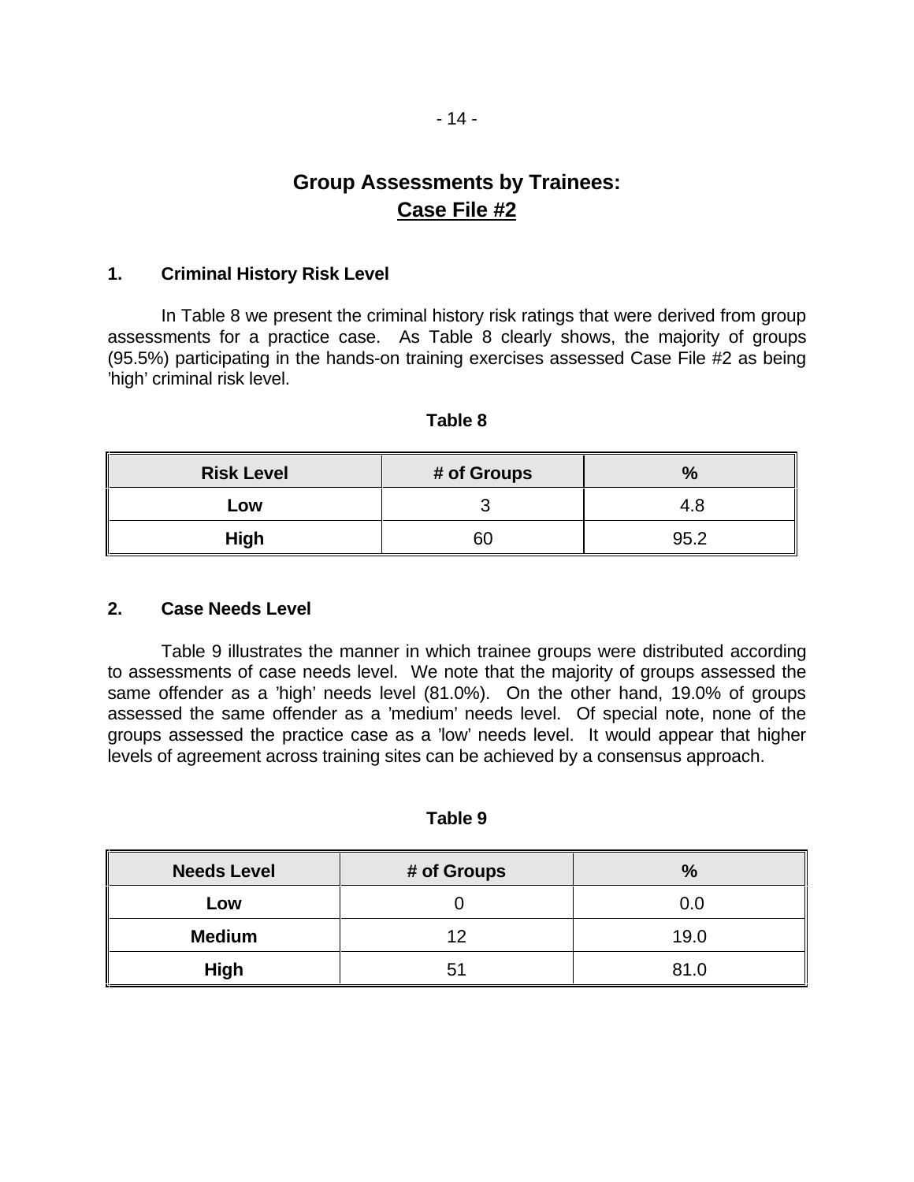# Group Assessments by Trainees: Case File #2

## 1. Criminal History Risk Level

In Table 8 we present the criminal history risk ratings that were derived from group assessments for a practice case. As Table 8 clearly shows, the majority of groups (95.5%) participating in the hands-on training exercises assessed Case File #2 as being 'high' criminal risk level.

**Table 8**

| Risk Level | # of Groups | % |
|---|---|---|
| **Low** | 3 | 4.8 |
| **High** | 60 | 95.2 |

## 2. Case Needs Level

Table 9 illustrates the manner in which trainee groups were distributed according to assessments of case needs level. We note that the majority of groups assessed the same offender as a 'high' needs level (81.0%). On the other hand, 19.0% of groups assessed the same offender as a 'medium' needs level. Of special note, none of the groups assessed the practice case as a 'low' needs level. It would appear that higher levels of agreement across training sites can be achieved by a consensus approach.

**Table 9**

| Needs Level | # of Groups | % |
|---|---|---|
| **Low** | 0 | 0.0 |
| **Medium** | 12 | 19.0 |
| **High** | 51 | 81.0 |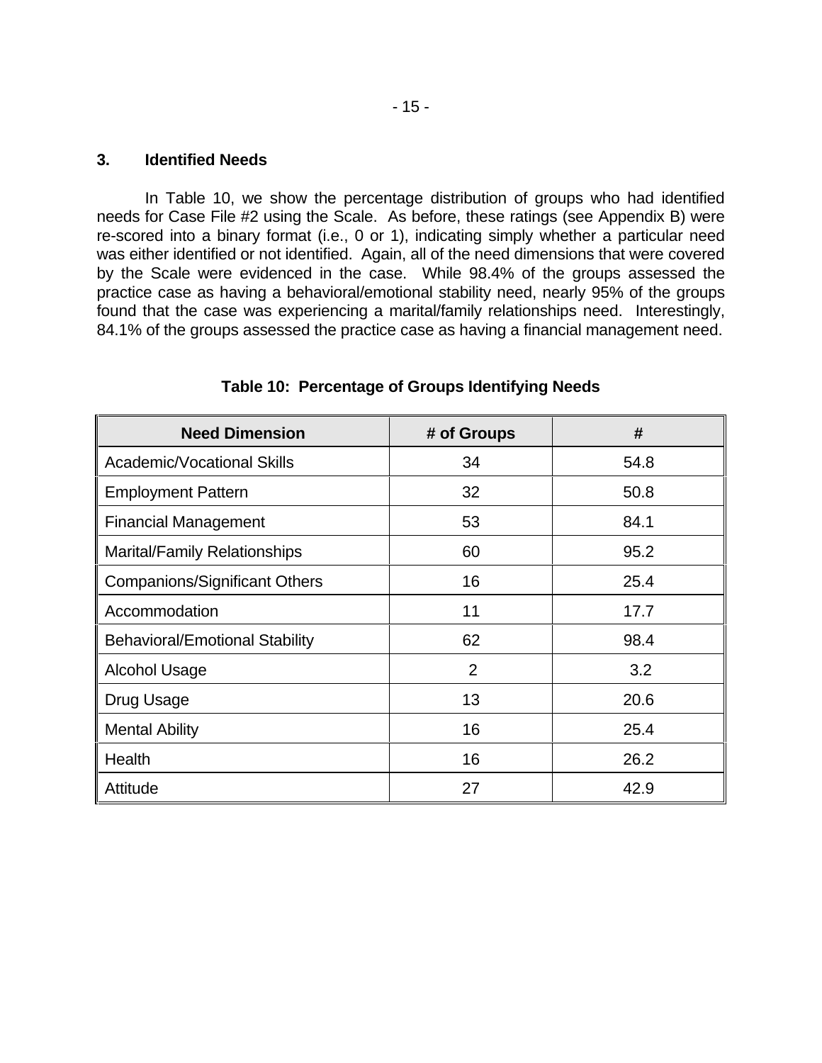### 3. Identified Needs

In Table 10, we show the percentage distribution of groups who had identified needs for Case File #2 using the Scale. As before, these ratings (see Appendix B) were re-scored into a binary format (i.e., 0 or 1), indicating simply whether a particular need was either identified or not identified. Again, all of the need dimensions that were covered by the Scale were evidenced in the case. While 98.4% of the groups assessed the practice case as having a behavioral/emotional stability need, nearly 95% of the groups found that the case was experiencing a marital/family relationships need. Interestingly, 84.1% of the groups assessed the practice case as having a financial management need.

**Table 10: Percentage of Groups Identifying Needs**

| Need Dimension | # of Groups | # |
|---|---|---|
| Academic/Vocational Skills | 34 | 54.8 |
| Employment Pattern | 32 | 50.8 |
| Financial Management | 53 | 84.1 |
| Marital/Family Relationships | 60 | 95.2 |
| Companions/Significant Others | 16 | 25.4 |
| Accommodation | 11 | 17.7 |
| Behavioral/Emotional Stability | 62 | 98.4 |
| Alcohol Usage | 2 | 3.2 |
| Drug Usage | 13 | 20.6 |
| Mental Ability | 16 | 25.4 |
| Health | 16 | 26.2 |
| Attitude | 27 | 42.9 |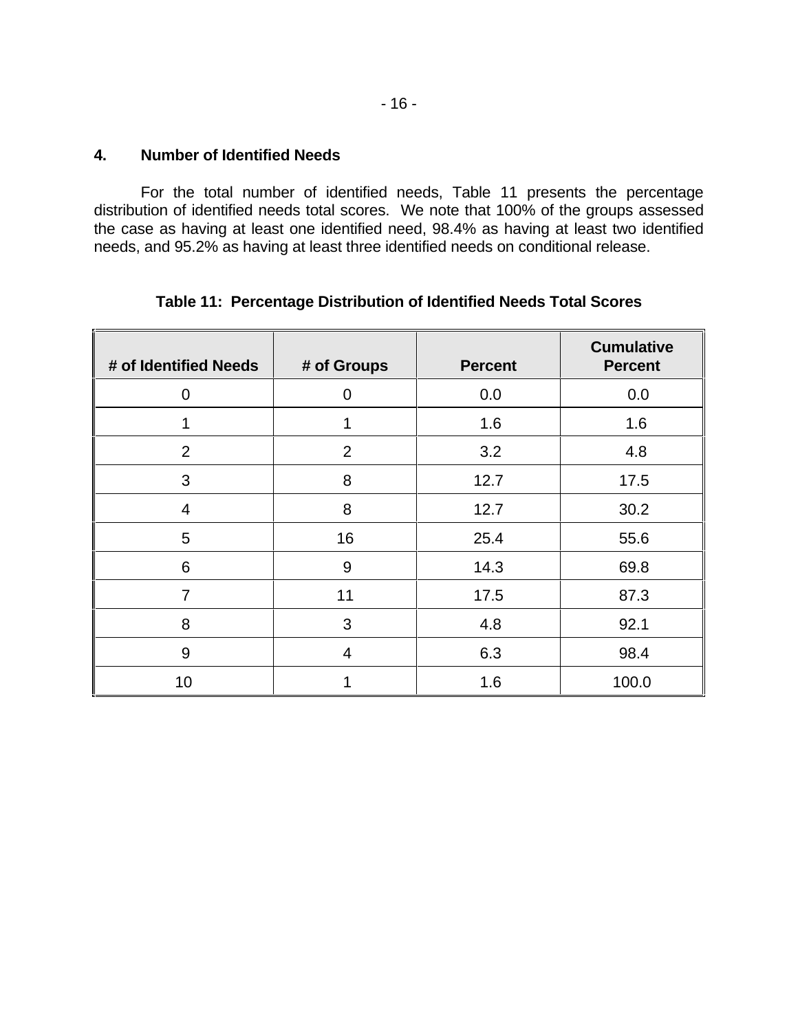## 4. Number of Identified Needs

For the total number of identified needs, Table 11 presents the percentage distribution of identified needs total scores. We note that 100% of the groups assessed the case as having at least one identified need, 98.4% as having at least two identified needs, and 95.2% as having at least three identified needs on conditional release.

**Table 11: Percentage Distribution of Identified Needs Total Scores**

| # of Identified Needs | # of Groups | Percent | Cumulative Percent |
|---|---|---|---|
| 0 | 0 | 0.0 | 0.0 |
| 1 | 1 | 1.6 | 1.6 |
| 2 | 2 | 3.2 | 4.8 |
| 3 | 8 | 12.7 | 17.5 |
| 4 | 8 | 12.7 | 30.2 |
| 5 | 16 | 25.4 | 55.6 |
| 6 | 9 | 14.3 | 69.8 |
| 7 | 11 | 17.5 | 87.3 |
| 8 | 3 | 4.8 | 92.1 |
| 9 | 4 | 6.3 | 98.4 |
| 10 | 1 | 1.6 | 100.0 |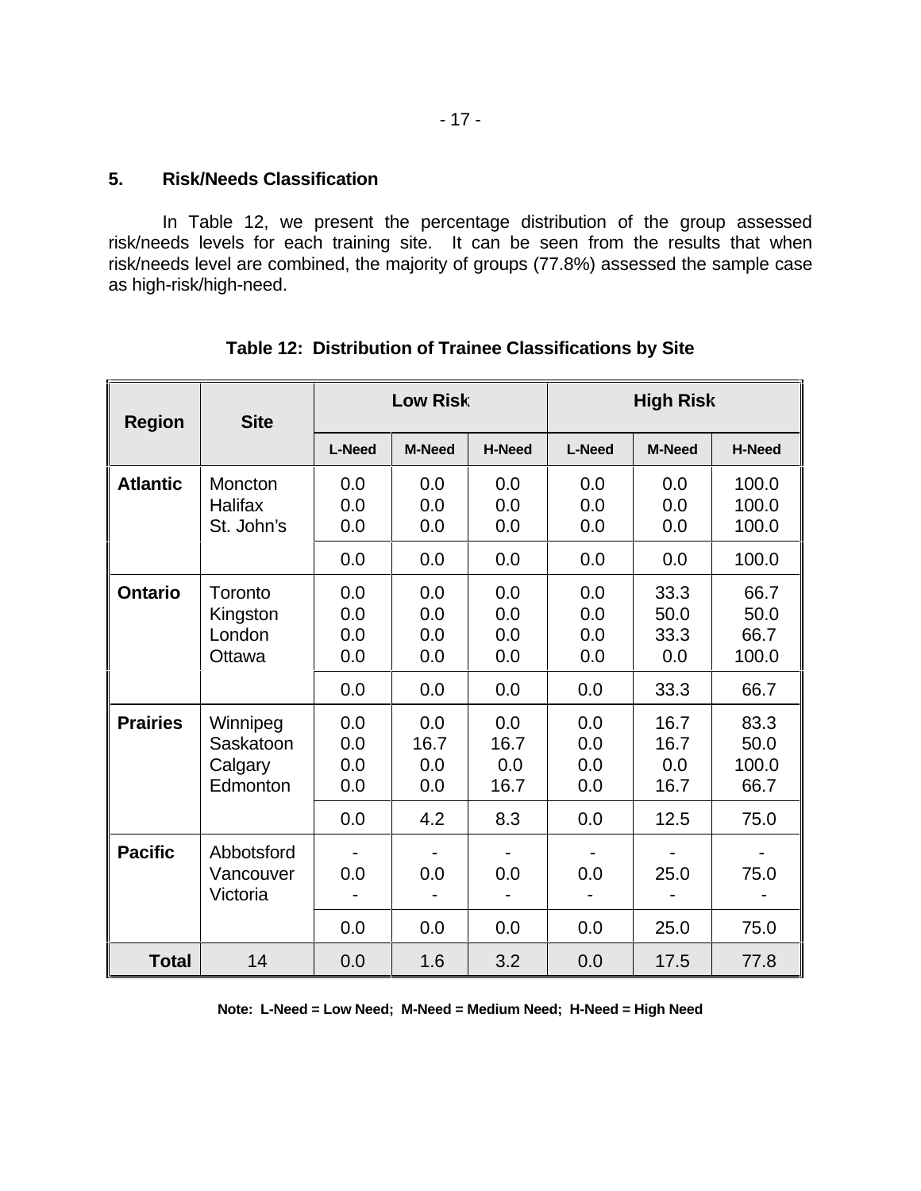## 5. Risk/Needs Classification

In Table 12, we present the percentage distribution of the group assessed risk/needs levels for each training site. It can be seen from the results that when risk/needs level are combined, the majority of groups (77.8%) assessed the sample case as high-risk/high-need.

**Table 12: Distribution of Trainee Classifications by Site**

| Region | Site | Low Risk | | | High Risk | | |
|---|---|---|---|---|---|---|---|
| | | L-Need | M-Need | H-Need | L-Need | M-Need | H-Need |
| **Atlantic** | Moncton | 0.0 | 0.0 | 0.0 | 0.0 | 0.0 | 100.0 |
| | Halifax | 0.0 | 0.0 | 0.0 | 0.0 | 0.0 | 100.0 |
| | St. John's | 0.0 | 0.0 | 0.0 | 0.0 | 0.0 | 100.0 |
| | | 0.0 | 0.0 | 0.0 | 0.0 | 0.0 | 100.0 |
| **Ontario** | Toronto | 0.0 | 0.0 | 0.0 | 0.0 | 33.3 | 66.7 |
| | Kingston | 0.0 | 0.0 | 0.0 | 0.0 | 50.0 | 50.0 |
| | London | 0.0 | 0.0 | 0.0 | 0.0 | 33.3 | 66.7 |
| | Ottawa | 0.0 | 0.0 | 0.0 | 0.0 | 0.0 | 100.0 |
| | | 0.0 | 0.0 | 0.0 | 0.0 | 33.3 | 66.7 |
| **Prairies** | Winnipeg | 0.0 | 0.0 | 0.0 | 0.0 | 16.7 | 83.3 |
| | Saskatoon | 0.0 | 16.7 | 16.7 | 0.0 | 16.7 | 50.0 |
| | Calgary | 0.0 | 0.0 | 0.0 | 0.0 | 0.0 | 100.0 |
| | Edmonton | 0.0 | 0.0 | 16.7 | 0.0 | 16.7 | 66.7 |
| | | 0.0 | 4.2 | 8.3 | 0.0 | 12.5 | 75.0 |
| **Pacific** | Abbotsford | - | - | - | - | - | - |
| | Vancouver | 0.0 | 0.0 | 0.0 | 0.0 | 25.0 | 75.0 |
| | Victoria | - | - | - | - | - | - |
| | | 0.0 | 0.0 | 0.0 | 0.0 | 25.0 | 75.0 |
| **Total** | 14 | 0.0 | 1.6 | 3.2 | 0.0 | 17.5 | 77.8 |

**Note: L-Need = Low Need; M-Need = Medium Need; H-Need = High Need**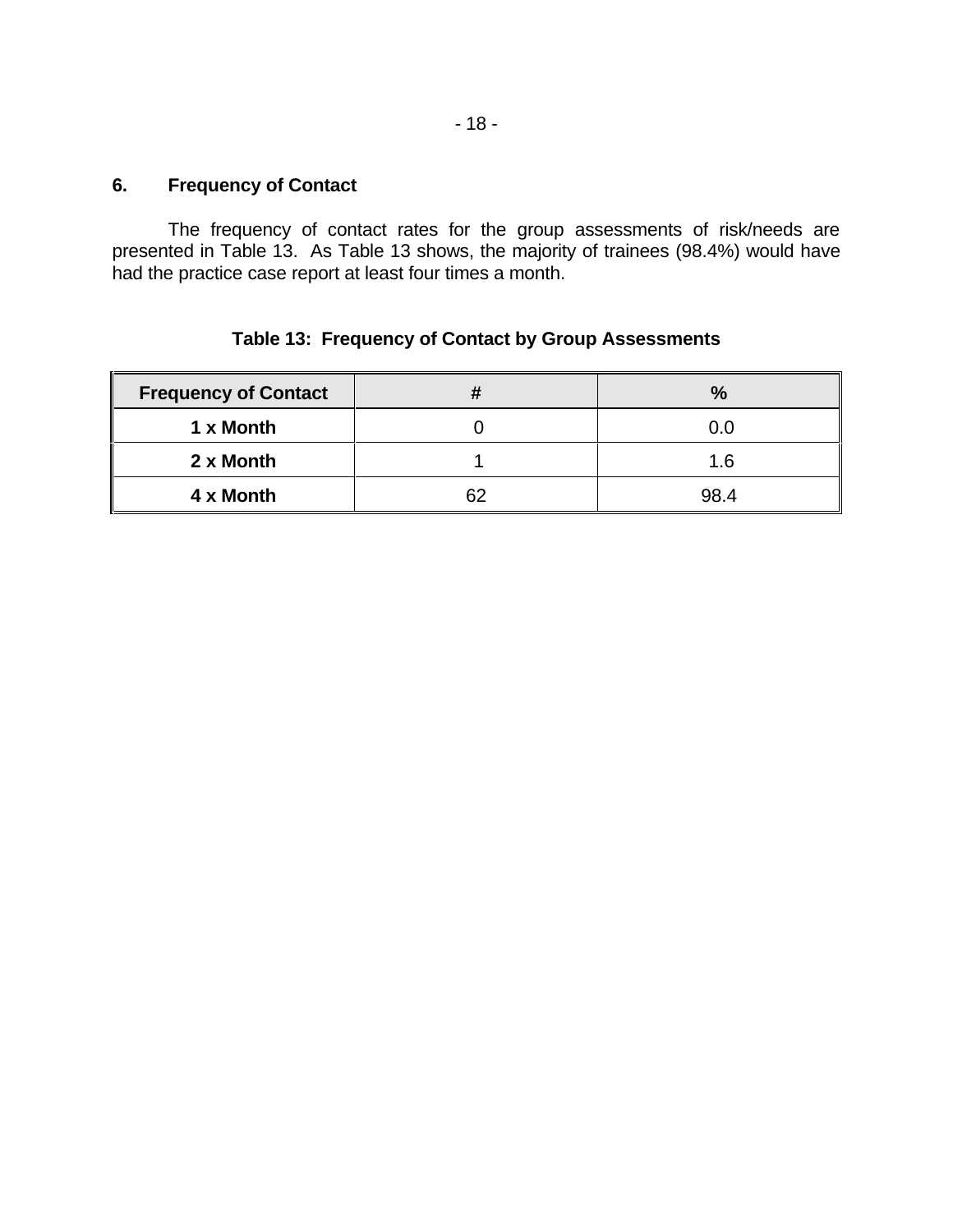## 6. Frequency of Contact

The frequency of contact rates for the group assessments of risk/needs are presented in Table 13. As Table 13 shows, the majority of trainees (98.4%) would have had the practice case report at least four times a month.

**Table 13: Frequency of Contact by Group Assessments**

| Frequency of Contact | # | % |
|---|---|---|
| **1 x Month** | 0 | 0.0 |
| **2 x Month** | 1 | 1.6 |
| **4 x Month** | 62 | 98.4 |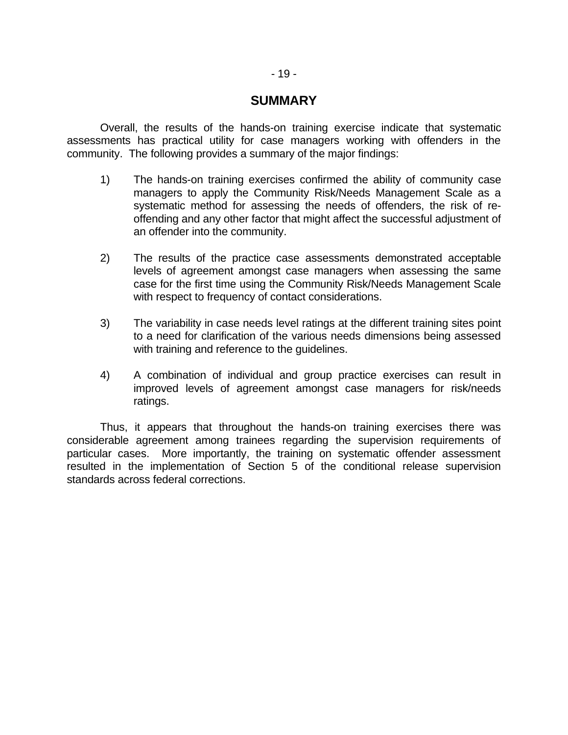# SUMMARY

Overall, the results of the hands-on training exercise indicate that systematic assessments has practical utility for case managers working with offenders in the community. The following provides a summary of the major findings:

1) The hands-on training exercises confirmed the ability of community case managers to apply the Community Risk/Needs Management Scale as a systematic method for assessing the needs of offenders, the risk of re-offending and any other factor that might affect the successful adjustment of an offender into the community.

2) The results of the practice case assessments demonstrated acceptable levels of agreement amongst case managers when assessing the same case for the first time using the Community Risk/Needs Management Scale with respect to frequency of contact considerations.

3) The variability in case needs level ratings at the different training sites point to a need for clarification of the various needs dimensions being assessed with training and reference to the guidelines.

4) A combination of individual and group practice exercises can result in improved levels of agreement amongst case managers for risk/needs ratings.

Thus, it appears that throughout the hands-on training exercises there was considerable agreement among trainees regarding the supervision requirements of particular cases. More importantly, the training on systematic offender assessment resulted in the implementation of Section 5 of the conditional release supervision standards across federal corrections.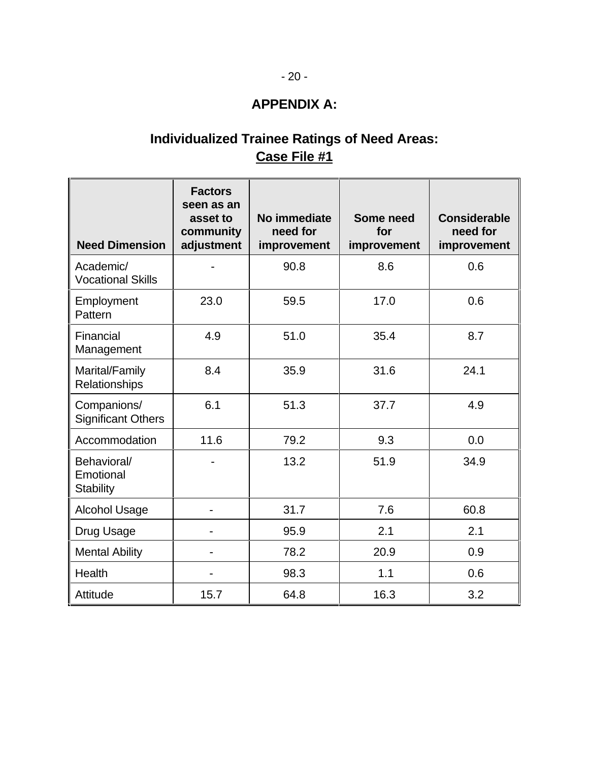# APPENDIX A:

## Individualized Trainee Ratings of Need Areas: Case File #1

| Need Dimension | Factors seen as an asset to community adjustment | No immediate need for improvement | Some need for improvement | Considerable need for improvement |
|---|---|---|---|---|
| Academic/ Vocational Skills | - | 90.8 | 8.6 | 0.6 |
| Employment Pattern | 23.0 | 59.5 | 17.0 | 0.6 |
| Financial Management | 4.9 | 51.0 | 35.4 | 8.7 |
| Marital/Family Relationships | 8.4 | 35.9 | 31.6 | 24.1 |
| Companions/ Significant Others | 6.1 | 51.3 | 37.7 | 4.9 |
| Accommodation | 11.6 | 79.2 | 9.3 | 0.0 |
| Behavioral/ Emotional Stability | - | 13.2 | 51.9 | 34.9 |
| Alcohol Usage | - | 31.7 | 7.6 | 60.8 |
| Drug Usage | - | 95.9 | 2.1 | 2.1 |
| Mental Ability | - | 78.2 | 20.9 | 0.9 |
| Health | - | 98.3 | 1.1 | 0.6 |
| Attitude | 15.7 | 64.8 | 16.3 | 3.2 |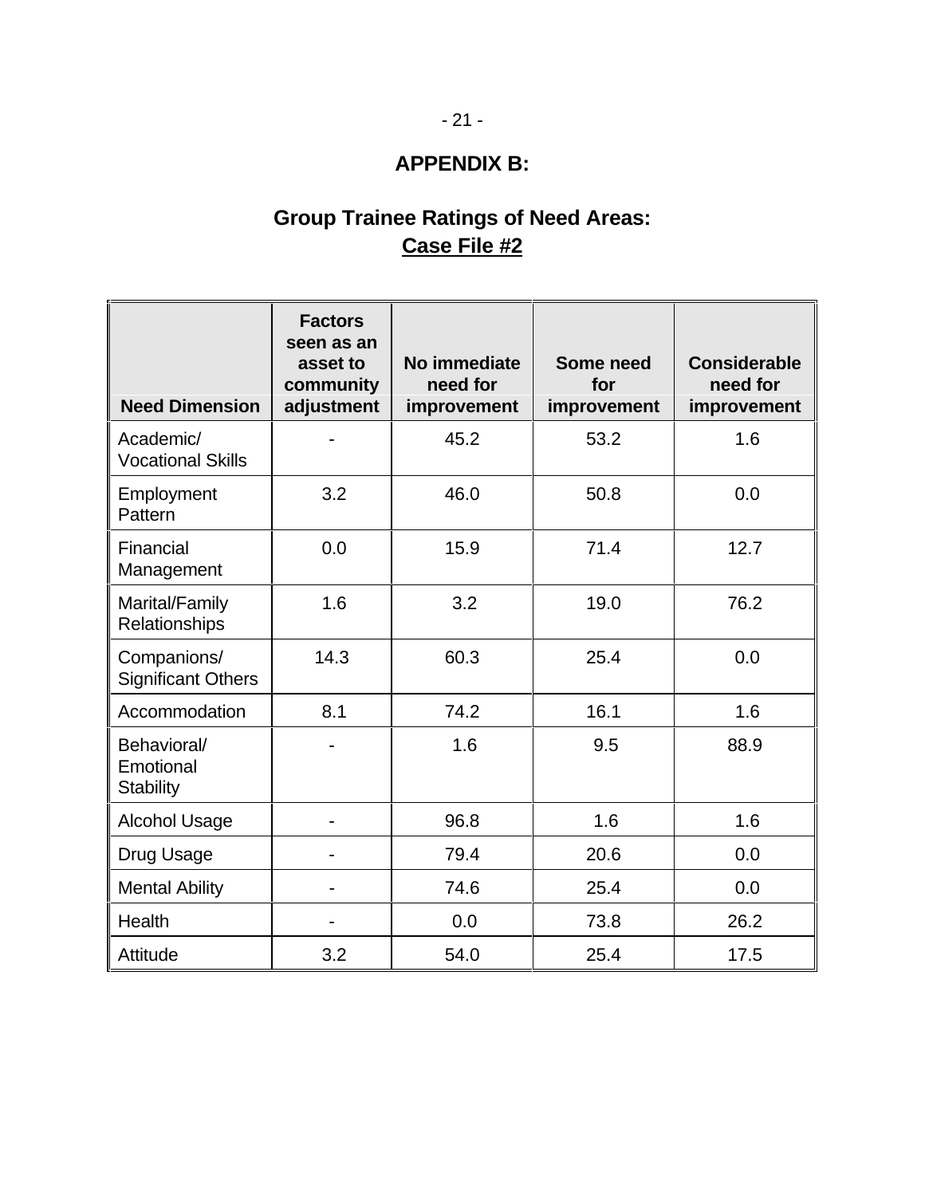# APPENDIX B:

## Group Trainee Ratings of Need Areas: Case File #2

| Need Dimension | Factors seen as an asset to community adjustment | No immediate need for improvement | Some need for improvement | Considerable need for improvement |
|---|---|---|---|---|
| Academic/ Vocational Skills | - | 45.2 | 53.2 | 1.6 |
| Employment Pattern | 3.2 | 46.0 | 50.8 | 0.0 |
| Financial Management | 0.0 | 15.9 | 71.4 | 12.7 |
| Marital/Family Relationships | 1.6 | 3.2 | 19.0 | 76.2 |
| Companions/ Significant Others | 14.3 | 60.3 | 25.4 | 0.0 |
| Accommodation | 8.1 | 74.2 | 16.1 | 1.6 |
| Behavioral/ Emotional Stability | - | 1.6 | 9.5 | 88.9 |
| Alcohol Usage | - | 96.8 | 1.6 | 1.6 |
| Drug Usage | - | 79.4 | 20.6 | 0.0 |
| Mental Ability | - | 74.6 | 25.4 | 0.0 |
| Health | - | 0.0 | 73.8 | 26.2 |
| Attitude | 3.2 | 54.0 | 25.4 | 17.5 |